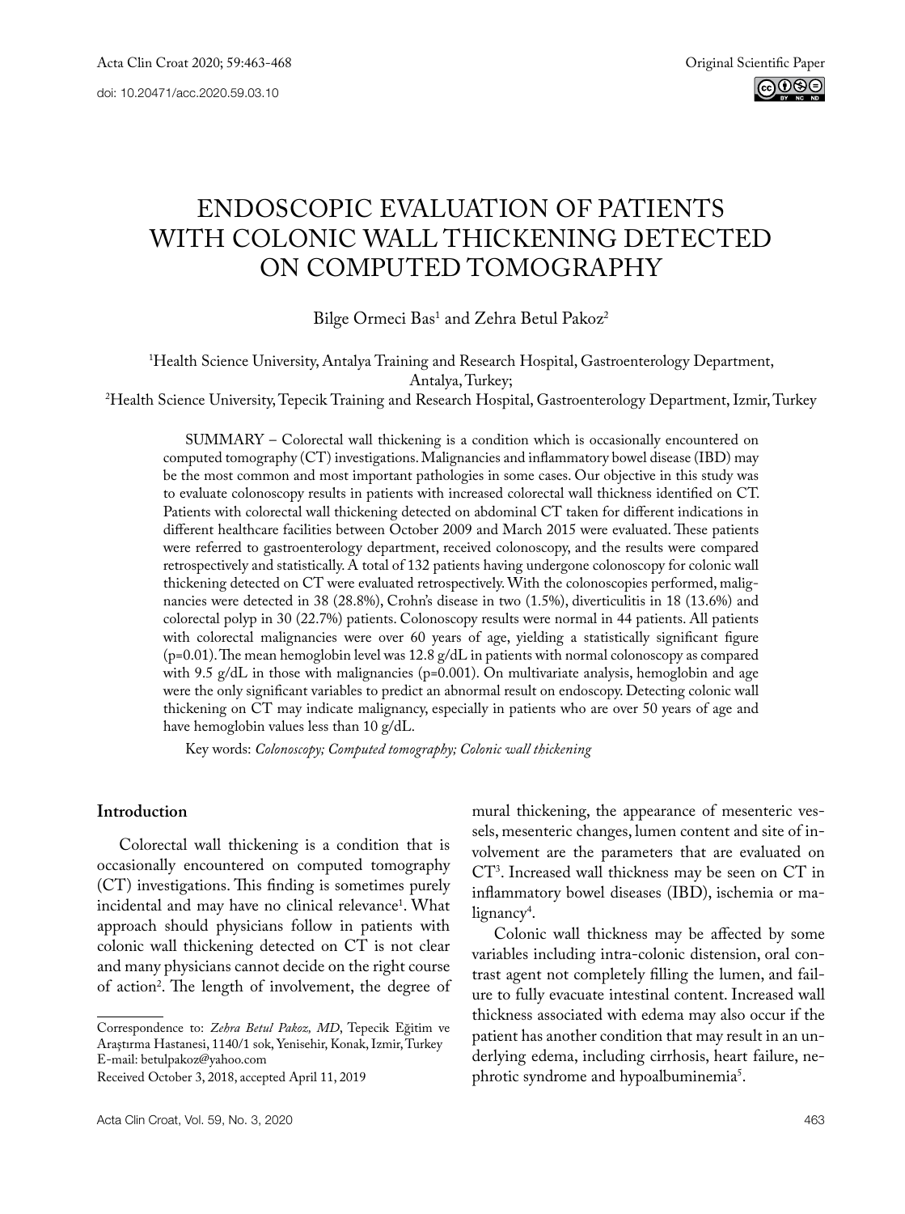Original Scientific Paper

doi: 10.20471/acc.2020.59.03.10

# ENDOSCOPIC EVALUATION OF PATIENTS WITH COLONIC WALL THICKENING DETECTED ON COMPUTED TOMOGRAPHY

Bilge Ormeci Bas[1] and Zehra Betul Pakoz[2]

[1]Health Science University, Antalya Training and Research Hospital, Gastroenterology Department, Antalya, Turkey;
[2]Health Science University, Tepecik Training and Research Hospital, Gastroenterology Department, Izmir, Turkey

SUMMARY – Colorectal wall thickening is a condition which is occasionally encountered on computed tomography (CT) investigations. Malignancies and inflammatory bowel disease (IBD) may be the most common and most important pathologies in some cases. Our objective in this study was to evaluate colonoscopy results in patients with increased colorectal wall thickness identified on CT. Patients with colorectal wall thickening detected on abdominal CT taken for different indications in different healthcare facilities between October 2009 and March 2015 were evaluated. These patients were referred to gastroenterology department, received colonoscopy, and the results were compared retrospectively and statistically. A total of 132 patients having undergone colonoscopy for colonic wall thickening detected on CT were evaluated retrospectively. With the colonoscopies performed, malignancies were detected in 38 (28.8%), Crohn's disease in two (1.5%), diverticulitis in 18 (13.6%) and colorectal polyp in 30 (22.7%) patients. Colonoscopy results were normal in 44 patients. All patients with colorectal malignancies were over 60 years of age, yielding a statistically significant figure ($p=0.01$). The mean hemoglobin level was 12.8 g/dL in patients with normal colonoscopy as compared with 9.5 g/dL in those with malignancies ($p=0.001$). On multivariate analysis, hemoglobin and age were the only significant variables to predict an abnormal result on endoscopy. Detecting colonic wall thickening on CT may indicate malignancy, especially in patients who are over 50 years of age and have hemoglobin values less than 10 g/dL.

Key words: *Colonoscopy; Computed tomography; Colonic wall thickening*

## Introduction

Colorectal wall thickening is a condition that is occasionally encountered on computed tomography (CT) investigations. This finding is sometimes purely incidental and may have no clinical relevance[1]. What approach should physicians follow in patients with colonic wall thickening detected on CT is not clear and many physicians cannot decide on the right course of action[2]. The length of involvement, the degree of mural thickening, the appearance of mesenteric vessels, mesenteric changes, lumen content and site of involvement are the parameters that are evaluated on CT[3]. Increased wall thickness may be seen on CT in inflammatory bowel diseases (IBD), ischemia or malignancy[4].

Colonic wall thickness may be affected by some variables including intra-colonic distension, oral contrast agent not completely filling the lumen, and failure to fully evacuate intestinal content. Increased wall thickness associated with edema may also occur if the patient has another condition that may result in an underlying edema, including cirrhosis, heart failure, nephrotic syndrome and hypoalbuminemia[5].

Correspondence to: *Zehra Betul Pakoz, MD*, Tepecik Eğitim ve Araştırma Hastanesi, 1140/1 sok, Yenisehir, Konak, Izmir, Turkey
E-mail: betulpakoz@yahoo.com

Received October 3, 2018, accepted April 11, 2019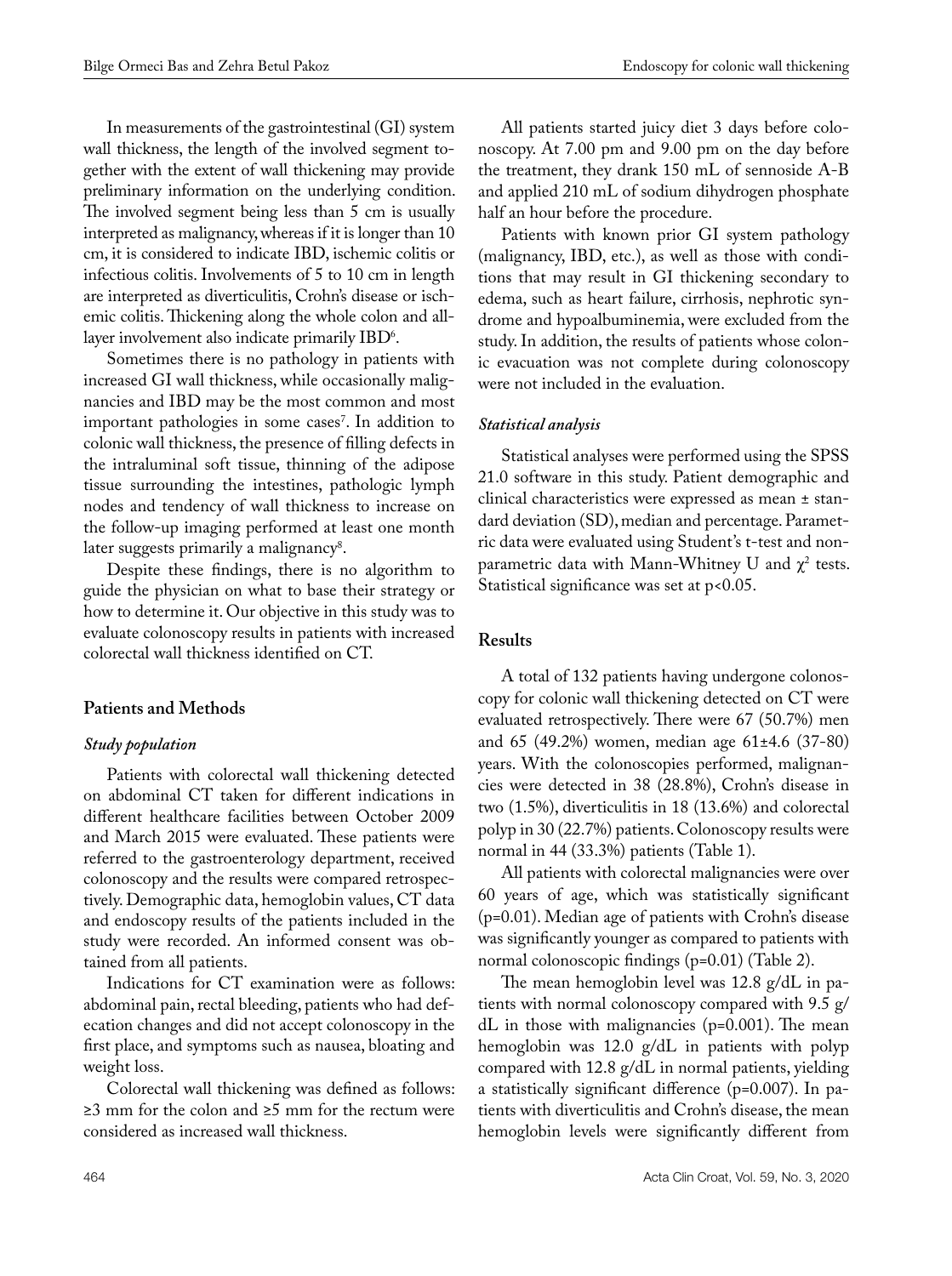In measurements of the gastrointestinal (GI) system wall thickness, the length of the involved segment together with the extent of wall thickening may provide preliminary information on the underlying condition. The involved segment being less than 5 cm is usually interpreted as malignancy, whereas if it is longer than 10 cm, it is considered to indicate IBD, ischemic colitis or infectious colitis. Involvements of 5 to 10 cm in length are interpreted as diverticulitis, Crohn's disease or ischemic colitis. Thickening along the whole colon and all-layer involvement also indicate primarily IBD[6].

Sometimes there is no pathology in patients with increased GI wall thickness, while occasionally malignancies and IBD may be the most common and most important pathologies in some cases[7]. In addition to colonic wall thickness, the presence of filling defects in the intraluminal soft tissue, thinning of the adipose tissue surrounding the intestines, pathologic lymph nodes and tendency of wall thickness to increase on the follow-up imaging performed at least one month later suggests primarily a malignancy[8].

Despite these findings, there is no algorithm to guide the physician on what to base their strategy or how to determine it. Our objective in this study was to evaluate colonoscopy results in patients with increased colorectal wall thickness identified on CT.

## Patients and Methods

### *Study population*

Patients with colorectal wall thickening detected on abdominal CT taken for different indications in different healthcare facilities between October 2009 and March 2015 were evaluated. These patients were referred to the gastroenterology department, received colonoscopy and the results were compared retrospectively. Demographic data, hemoglobin values, CT data and endoscopy results of the patients included in the study were recorded. An informed consent was obtained from all patients.

Indications for CT examination were as follows: abdominal pain, rectal bleeding, patients who had defecation changes and did not accept colonoscopy in the first place, and symptoms such as nausea, bloating and weight loss.

Colorectal wall thickening was defined as follows: ≥3 mm for the colon and ≥5 mm for the rectum were considered as increased wall thickness.

All patients started juicy diet 3 days before colonoscopy. At 7.00 pm and 9.00 pm on the day before the treatment, they drank 150 mL of sennoside A-B and applied 210 mL of sodium dihydrogen phosphate half an hour before the procedure.

Patients with known prior GI system pathology (malignancy, IBD, etc.), as well as those with conditions that may result in GI thickening secondary to edema, such as heart failure, cirrhosis, nephrotic syndrome and hypoalbuminemia, were excluded from the study. In addition, the results of patients whose colonic evacuation was not complete during colonoscopy were not included in the evaluation.

### *Statistical analysis*

Statistical analyses were performed using the SPSS 21.0 software in this study. Patient demographic and clinical characteristics were expressed as mean ± standard deviation (SD), median and percentage. Parametric data were evaluated using Student's t-test and non-parametric data with Mann-Whitney U and $\chi^2$ tests. Statistical significance was set at $p<0.05$.

## Results

A total of 132 patients having undergone colonoscopy for colonic wall thickening detected on CT were evaluated retrospectively. There were 67 (50.7%) men and 65 (49.2%) women, median age 61±4.6 (37-80) years. With the colonoscopies performed, malignancies were detected in 38 (28.8%), Crohn's disease in two (1.5%), diverticulitis in 18 (13.6%) and colorectal polyp in 30 (22.7%) patients. Colonoscopy results were normal in 44 (33.3%) patients (Table 1).

All patients with colorectal malignancies were over 60 years of age, which was statistically significant (p=0.01). Median age of patients with Crohn's disease was significantly younger as compared to patients with normal colonoscopic findings (p=0.01) (Table 2).

The mean hemoglobin level was 12.8 g/dL in patients with normal colonoscopy compared with 9.5 g/dL in those with malignancies (p=0.001). The mean hemoglobin was 12.0 g/dL in patients with polyp compared with 12.8 g/dL in normal patients, yielding a statistically significant difference (p=0.007). In patients with diverticulitis and Crohn's disease, the mean hemoglobin levels were significantly different from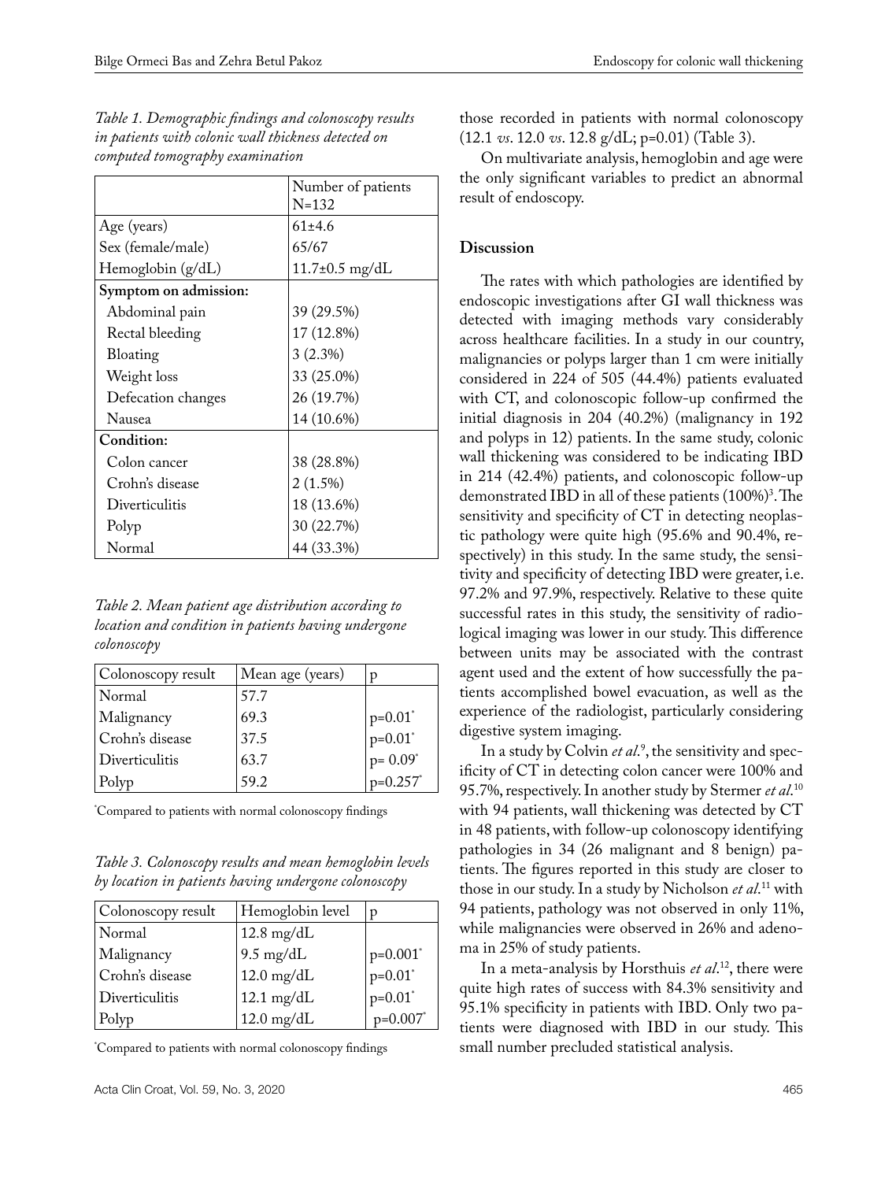*Table 1. Demographic findings and colonoscopy results in patients with colonic wall thickness detected on computed tomography examination*

| | Number of patients N=132 |
|---|---|
| Age (years) | 61±4.6 |
| Sex (female/male) | 65/67 |
| Hemoglobin (g/dL) | 11.7±0.5 mg/dL |
| **Symptom on admission:** | |
| Abdominal pain | 39 (29.5%) |
| Rectal bleeding | 17 (12.8%) |
| Bloating | 3 (2.3%) |
| Weight loss | 33 (25.0%) |
| Defecation changes | 26 (19.7%) |
| Nausea | 14 (10.6%) |
| **Condition:** | |
| Colon cancer | 38 (28.8%) |
| Crohn's disease | 2 (1.5%) |
| Diverticulitis | 18 (13.6%) |
| Polyp | 30 (22.7%) |
| Normal | 44 (33.3%) |

*Table 2. Mean patient age distribution according to location and condition in patients having undergone colonoscopy*

| Colonoscopy result | Mean age (years) | p |
|---|---|---|
| Normal | 57.7 | |
| Malignancy | 69.3 | p=0.01* |
| Crohn's disease | 37.5 | p=0.01* |
| Diverticulitis | 63.7 | p= 0.09* |
| Polyp | 59.2 | p=0.257* |

*Compared to patients with normal colonoscopy findings

*Table 3. Colonoscopy results and mean hemoglobin levels by location in patients having undergone colonoscopy*

| Colonoscopy result | Hemoglobin level | p |
|---|---|---|
| Normal | 12.8 mg/dL | |
| Malignancy | 9.5 mg/dL | p=0.001* |
| Crohn's disease | 12.0 mg/dL | p=0.01* |
| Diverticulitis | 12.1 mg/dL | p=0.01* |
| Polyp | 12.0 mg/dL | p=0.007* |

*Compared to patients with normal colonoscopy findings

those recorded in patients with normal colonoscopy (12.1 *vs*. 12.0 *vs*. 12.8 g/dL; p=0.01) (Table 3).

On multivariate analysis, hemoglobin and age were the only significant variables to predict an abnormal result of endoscopy.

## Discussion

The rates with which pathologies are identified by endoscopic investigations after GI wall thickness was detected with imaging methods vary considerably across healthcare facilities. In a study in our country, malignancies or polyps larger than 1 cm were initially considered in 224 of 505 (44.4%) patients evaluated with CT, and colonoscopic follow-up confirmed the initial diagnosis in 204 (40.2%) (malignancy in 192 and polyps in 12) patients. In the same study, colonic wall thickening was considered to be indicating IBD in 214 (42.4%) patients, and colonoscopic follow-up demonstrated IBD in all of these patients (100%)[3]. The sensitivity and specificity of CT in detecting neoplastic pathology were quite high (95.6% and 90.4%, respectively) in this study. In the same study, the sensitivity and specificity of detecting IBD were greater, i.e. 97.2% and 97.9%, respectively. Relative to these quite successful rates in this study, the sensitivity of radiological imaging was lower in our study. This difference between units may be associated with the contrast agent used and the extent of how successfully the patients accomplished bowel evacuation, as well as the experience of the radiologist, particularly considering digestive system imaging.

In a study by Colvin *et al*.[9], the sensitivity and specificity of CT in detecting colon cancer were 100% and 95.7%, respectively. In another study by Stermer *et al*.[10] with 94 patients, wall thickening was detected by CT in 48 patients, with follow-up colonoscopy identifying pathologies in 34 (26 malignant and 8 benign) patients. The figures reported in this study are closer to those in our study. In a study by Nicholson *et al*.[11] with 94 patients, pathology was not observed in only 11%, while malignancies were observed in 26% and adenoma in 25% of study patients.

In a meta-analysis by Horsthuis *et al*.[12], there were quite high rates of success with 84.3% sensitivity and 95.1% specificity in patients with IBD. Only two patients were diagnosed with IBD in our study. This small number precluded statistical analysis.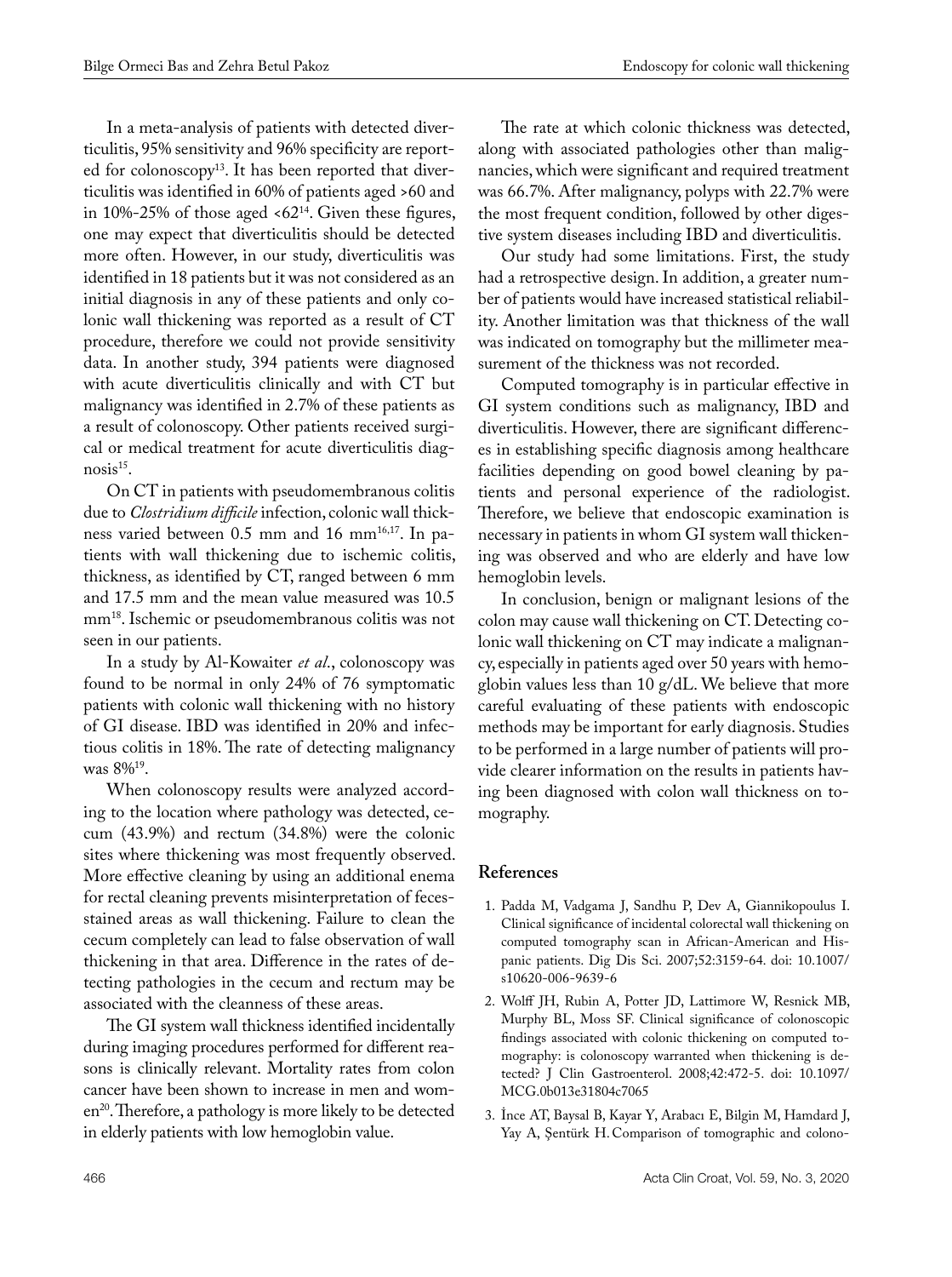In a meta-analysis of patients with detected diverticulitis, 95% sensitivity and 96% specificity are reported for colonoscopy[13]. It has been reported that diverticulitis was identified in 60% of patients aged >60 and in 10%-25% of those aged <62[14]. Given these figures, one may expect that diverticulitis should be detected more often. However, in our study, diverticulitis was identified in 18 patients but it was not considered as an initial diagnosis in any of these patients and only colonic wall thickening was reported as a result of CT procedure, therefore we could not provide sensitivity data. In another study, 394 patients were diagnosed with acute diverticulitis clinically and with CT but malignancy was identified in 2.7% of these patients as a result of colonoscopy. Other patients received surgical or medical treatment for acute diverticulitis diagnosis[15].

On CT in patients with pseudomembranous colitis due to *Clostridium difficile* infection, colonic wall thickness varied between 0.5 mm and 16 mm[16,17]. In patients with wall thickening due to ischemic colitis, thickness, as identified by CT, ranged between 6 mm and 17.5 mm and the mean value measured was 10.5 mm[18]. Ischemic or pseudomembranous colitis was not seen in our patients.

In a study by Al-Kowaiter *et al.*, colonoscopy was found to be normal in only 24% of 76 symptomatic patients with colonic wall thickening with no history of GI disease. IBD was identified in 20% and infectious colitis in 18%. The rate of detecting malignancy was 8%[19].

When colonoscopy results were analyzed according to the location where pathology was detected, cecum (43.9%) and rectum (34.8%) were the colonic sites where thickening was most frequently observed. More effective cleaning by using an additional enema for rectal cleaning prevents misinterpretation of feces-stained areas as wall thickening. Failure to clean the cecum completely can lead to false observation of wall thickening in that area. Difference in the rates of detecting pathologies in the cecum and rectum may be associated with the cleanness of these areas.

The GI system wall thickness identified incidentally during imaging procedures performed for different reasons is clinically relevant. Mortality rates from colon cancer have been shown to increase in men and women[20]. Therefore, a pathology is more likely to be detected in elderly patients with low hemoglobin value.

The rate at which colonic thickness was detected, along with associated pathologies other than malignancies, which were significant and required treatment was 66.7%. After malignancy, polyps with 22.7% were the most frequent condition, followed by other digestive system diseases including IBD and diverticulitis.

Our study had some limitations. First, the study had a retrospective design. In addition, a greater number of patients would have increased statistical reliability. Another limitation was that thickness of the wall was indicated on tomography but the millimeter measurement of the thickness was not recorded.

Computed tomography is in particular effective in GI system conditions such as malignancy, IBD and diverticulitis. However, there are significant differences in establishing specific diagnosis among healthcare facilities depending on good bowel cleaning by patients and personal experience of the radiologist. Therefore, we believe that endoscopic examination is necessary in patients in whom GI system wall thickening was observed and who are elderly and have low hemoglobin levels.

In conclusion, benign or malignant lesions of the colon may cause wall thickening on CT. Detecting colonic wall thickening on CT may indicate a malignancy, especially in patients aged over 50 years with hemoglobin values less than 10 g/dL. We believe that more careful evaluating of these patients with endoscopic methods may be important for early diagnosis. Studies to be performed in a large number of patients will provide clearer information on the results in patients having been diagnosed with colon wall thickness on tomography.

## References

1. Padda M, Vadgama J, Sandhu P, Dev A, Giannikopoulus I. Clinical significance of incidental colorectal wall thickening on computed tomography scan in African-American and Hispanic patients. Dig Dis Sci. 2007;52:3159-64. doi: 10.1007/s10620-006-9639-6
2. Wolff JH, Rubin A, Potter JD, Lattimore W, Resnick MB, Murphy BL, Moss SF. Clinical significance of colonoscopic findings associated with colonic thickening on computed tomography: is colonoscopy warranted when thickening is detected? J Clin Gastroenterol. 2008;42:472-5. doi: 10.1097/MCG.0b013e31804c7065
3. İnce AT, Baysal B, Kayar Y, Arabacı E, Bilgin M, Hamdard J, Yay A, Şentürk H. Comparison of tomographic and colono-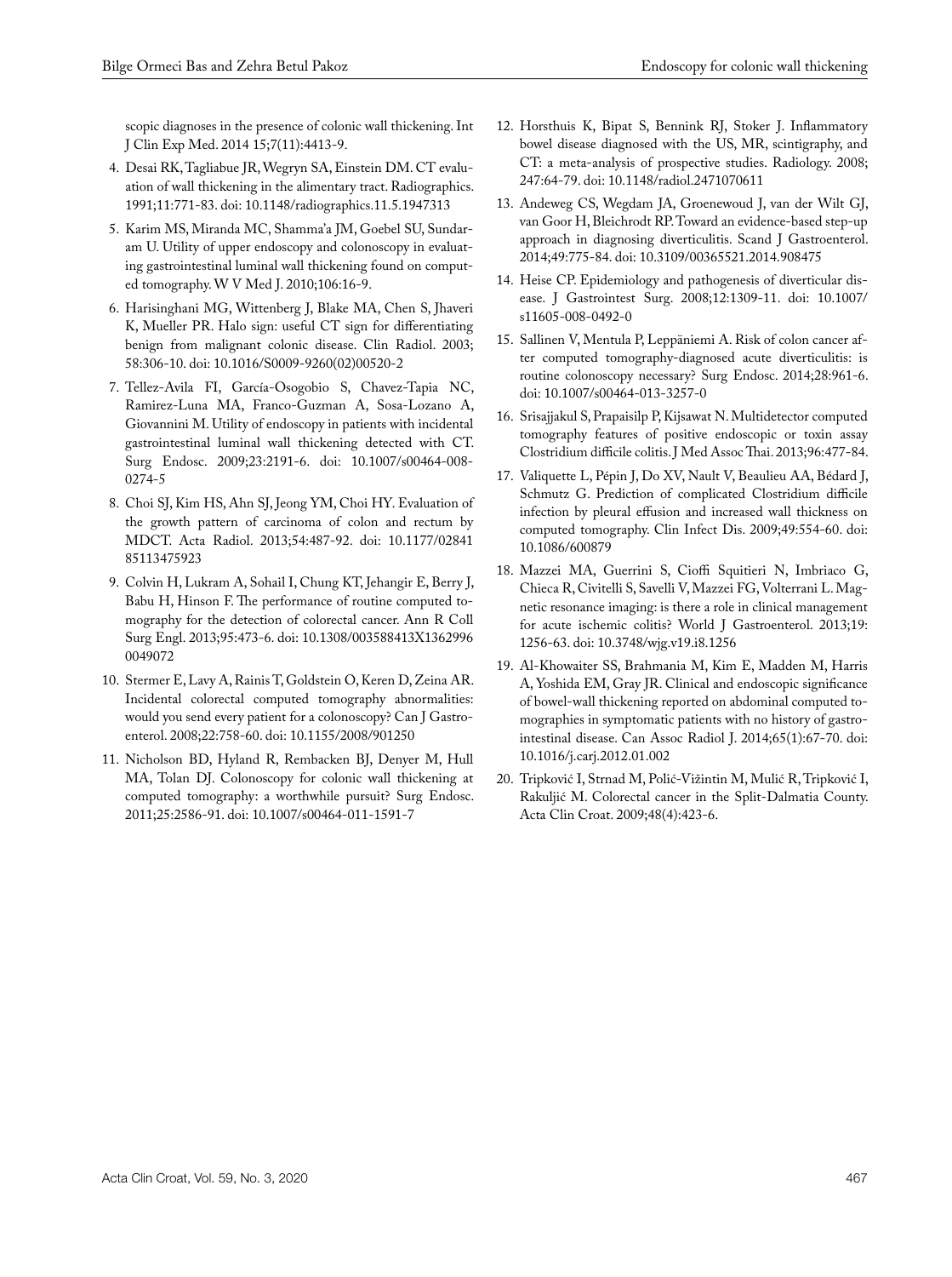scopic diagnoses in the presence of colonic wall thickening. Int J Clin Exp Med. 2014 15;7(11):4413-9.

4. Desai RK, Tagliabue JR, Wegryn SA, Einstein DM. CT evaluation of wall thickening in the alimentary tract. Radiographics. 1991;11:771-83. doi: 10.1148/radiographics.11.5.1947313
5. Karim MS, Miranda MC, Shamma'a JM, Goebel SU, Sundaram U. Utility of upper endoscopy and colonoscopy in evaluating gastrointestinal luminal wall thickening found on computed tomography. W V Med J. 2010;106:16-9.
6. Harisinghani MG, Wittenberg J, Blake MA, Chen S, Jhaveri K, Mueller PR. Halo sign: useful CT sign for differentiating benign from malignant colonic disease. Clin Radiol. 2003; 58:306-10. doi: 10.1016/S0009-9260(02)00520-2
7. Tellez-Avila FI, García-Osogobio S, Chavez-Tapia NC, Ramirez-Luna MA, Franco-Guzman A, Sosa-Lozano A, Giovannini M. Utility of endoscopy in patients with incidental gastrointestinal luminal wall thickening detected with CT. Surg Endosc. 2009;23:2191-6. doi: 10.1007/s00464-008-0274-5
8. Choi SJ, Kim HS, Ahn SJ, Jeong YM, Choi HY. Evaluation of the growth pattern of carcinoma of colon and rectum by MDCT. Acta Radiol. 2013;54:487-92. doi: 10.1177/0284185113475923
9. Colvin H, Lukram A, Sohail I, Chung KT, Jehangir E, Berry J, Babu H, Hinson F. The performance of routine computed tomography for the detection of colorectal cancer. Ann R Coll Surg Engl. 2013;95:473-6. doi: 10.1308/003588413X13629960049072
10. Stermer E, Lavy A, Rainis T, Goldstein O, Keren D, Zeina AR. Incidental colorectal computed tomography abnormalities: would you send every patient for a colonoscopy? Can J Gastroenterol. 2008;22:758-60. doi: 10.1155/2008/901250
11. Nicholson BD, Hyland R, Rembacken BJ, Denyer M, Hull MA, Tolan DJ. Colonoscopy for colonic wall thickening at computed tomography: a worthwhile pursuit? Surg Endosc. 2011;25:2586-91. doi: 10.1007/s00464-011-1591-7
12. Horsthuis K, Bipat S, Bennink RJ, Stoker J. Inflammatory bowel disease diagnosed with the US, MR, scintigraphy, and CT: a meta-analysis of prospective studies. Radiology. 2008; 247:64-79. doi: 10.1148/radiol.2471070611
13. Andeweg CS, Wegdam JA, Groenewoud J, van der Wilt GJ, van Goor H, Bleichrodt RP. Toward an evidence-based step-up approach in diagnosing diverticulitis. Scand J Gastroenterol. 2014;49:775-84. doi: 10.3109/00365521.2014.908475
14. Heise CP. Epidemiology and pathogenesis of diverticular disease. J Gastrointest Surg. 2008;12:1309-11. doi: 10.1007/s11605-008-0492-0
15. Sallinen V, Mentula P, Leppäniemi A. Risk of colon cancer after computed tomography-diagnosed acute diverticulitis: is routine colonoscopy necessary? Surg Endosc. 2014;28:961-6. doi: 10.1007/s00464-013-3257-0
16. Srisajjakul S, Prapaisilp P, Kijsawat N. Multidetector computed tomography features of positive endoscopic or toxin assay Clostridium difficile colitis. J Med Assoc Thai. 2013;96:477-84.
17. Valiquette L, Pépin J, Do XV, Nault V, Beaulieu AA, Bédard J, Schmutz G. Prediction of complicated Clostridium difficile infection by pleural effusion and increased wall thickness on computed tomography. Clin Infect Dis. 2009;49:554-60. doi: 10.1086/600879
18. Mazzei MA, Guerrini S, Cioffi Squitieri N, Imbriaco G, Chieca R, Civitelli S, Savelli V, Mazzei FG, Volterrani L. Magnetic resonance imaging: is there a role in clinical management for acute ischemic colitis? World J Gastroenterol. 2013;19: 1256-63. doi: 10.3748/wjg.v19.i8.1256
19. Al-Khowaiter SS, Brahmania M, Kim E, Madden M, Harris A, Yoshida EM, Gray JR. Clinical and endoscopic significance of bowel-wall thickening reported on abdominal computed tomographies in symptomatic patients with no history of gastrointestinal disease. Can Assoc Radiol J. 2014;65(1):67-70. doi: 10.1016/j.carj.2012.01.002
20. Tripković I, Strnad M, Polić-Vižintin M, Mulić R, Tripković I, Rakuljić M. Colorectal cancer in the Split-Dalmatia County. Acta Clin Croat. 2009;48(4):423-6.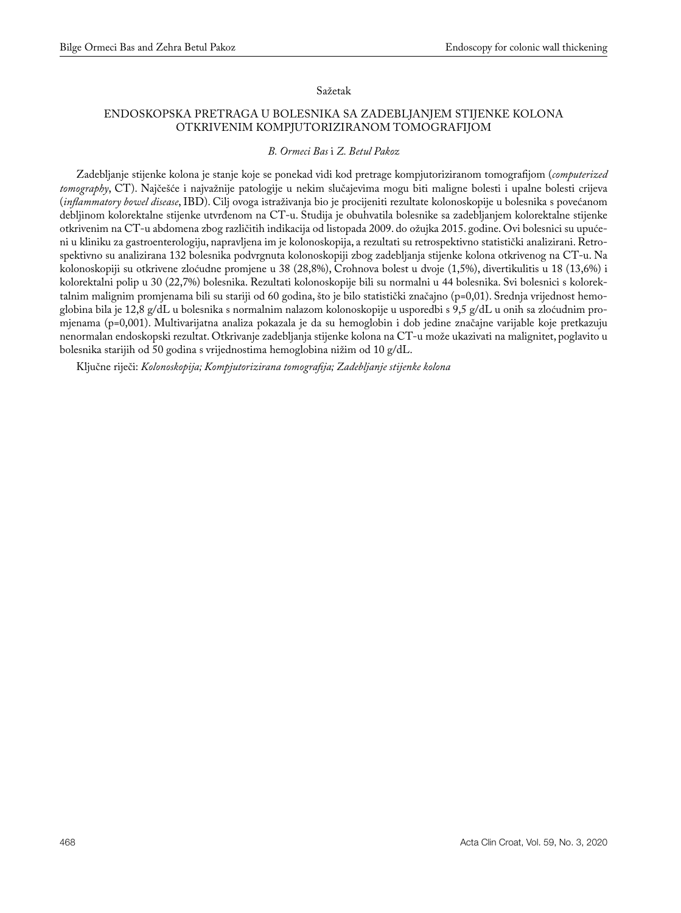Sažetak

## ENDOSKOPSKA PRETRAGA U BOLESNIKA SA ZADEBLJANJEM STIJENKE KOLONA OTKRIVENIM KOMPJUTORIZIRANOM TOMOGRAFIJOM

*B. Ormeci Bas* i *Z. Betul Pakoz*

Zadebljanje stijenke kolona je stanje koje se ponekad vidi kod pretrage kompjutoriziranom tomografijom (*computerized tomography*, CT). Najčešće i najvažnije patologije u nekim slučajevima mogu biti maligne bolesti i upalne bolesti crijeva (*inflammatory bowel disease*, IBD). Cilj ovoga istraživanja bio je procijeniti rezultate kolonoskopije u bolesnika s povećanom debljinom kolorektalne stijenke utvrđenom na CT-u. Studija je obuhvatila bolesnike sa zadebljanjem kolorektalne stijenke otkrivenim na CT-u abdomena zbog različitih indikacija od listopada 2009. do ožujka 2015. godine. Ovi bolesnici su upućeni u kliniku za gastroenterologiju, napravljena im je kolonoskopija, a rezultati su retrospektivno statistički analizirani. Retrospektivno su analizirana 132 bolesnika podvrgnuta kolonoskopiji zbog zadebljanja stijenke kolona otkrivenog na CT-u. Na kolonoskopiji su otkrivene zloćudne promjene u 38 (28,8%), Crohnova bolest u dvoje (1,5%), divertikulitis u 18 (13,6%) i kolorektalni polip u 30 (22,7%) bolesnika. Rezultati kolonoskopije bili su normalni u 44 bolesnika. Svi bolesnici s kolorektalnim malignim promjenama bili su stariji od 60 godina, što je bilo statistički značajno (p=0,01). Srednja vrijednost hemoglobina bila je 12,8 g/dL u bolesnika s normalnim nalazom kolonoskopije u usporedbi s 9,5 g/dL u onih sa zloćudnim promjenama (p=0,001). Multivarijatna analiza pokazala je da su hemoglobin i dob jedine značajne varijable koje pretkazuju nenormalan endoskopski rezultat. Otkrivanje zadebljanja stijenke kolona na CT-u može ukazivati na malignitet, poglavito u bolesnika starijih od 50 godina s vrijednostima hemoglobina nižim od 10 g/dL.

Ključne riječi: *Kolonoskopija; Kompjutorizirana tomografija; Zadebljanje stijenke kolona*